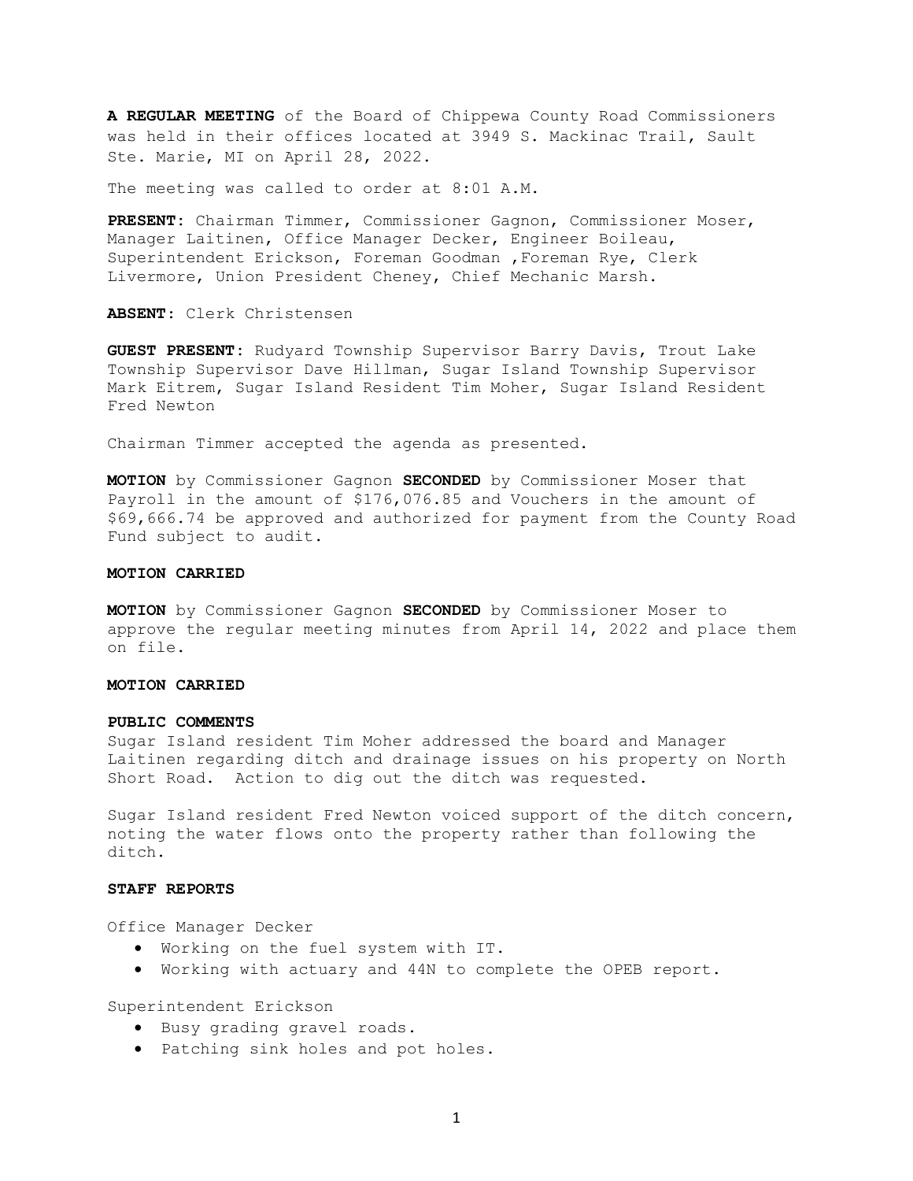**A REGULAR MEETING** of the Board of Chippewa County Road Commissioners was held in their offices located at 3949 S. Mackinac Trail, Sault Ste. Marie, MI on April 28, 2022.

The meeting was called to order at 8:01 A.M.

**PRESENT:** Chairman Timmer, Commissioner Gagnon, Commissioner Moser, Manager Laitinen, Office Manager Decker, Engineer Boileau, Superintendent Erickson, Foreman Goodman ,Foreman Rye, Clerk Livermore, Union President Cheney, Chief Mechanic Marsh.

**ABSENT:** Clerk Christensen

**GUEST PRESENT:** Rudyard Township Supervisor Barry Davis, Trout Lake Township Supervisor Dave Hillman, Sugar Island Township Supervisor Mark Eitrem, Sugar Island Resident Tim Moher, Sugar Island Resident Fred Newton

Chairman Timmer accepted the agenda as presented.

**MOTION** by Commissioner Gagnon **SECONDED** by Commissioner Moser that Payroll in the amount of $176,076.85 and Vouchers in the amount of $69,666.74 be approved and authorized for payment from the County Road Fund subject to audit.

**MOTION CARRIED**

**MOTION** by Commissioner Gagnon **SECONDED** by Commissioner Moser to approve the regular meeting minutes from April 14, 2022 and place them on file.

**MOTION CARRIED**

**PUBLIC COMMENTS**

Sugar Island resident Tim Moher addressed the board and Manager Laitinen regarding ditch and drainage issues on his property on North Short Road. Action to dig out the ditch was requested.

Sugar Island resident Fred Newton voiced support of the ditch concern, noting the water flows onto the property rather than following the ditch.

**STAFF REPORTS**

Office Manager Decker

- Working on the fuel system with IT.
- Working with actuary and 44N to complete the OPEB report.

Superintendent Erickson

- Busy grading gravel roads.
- Patching sink holes and pot holes.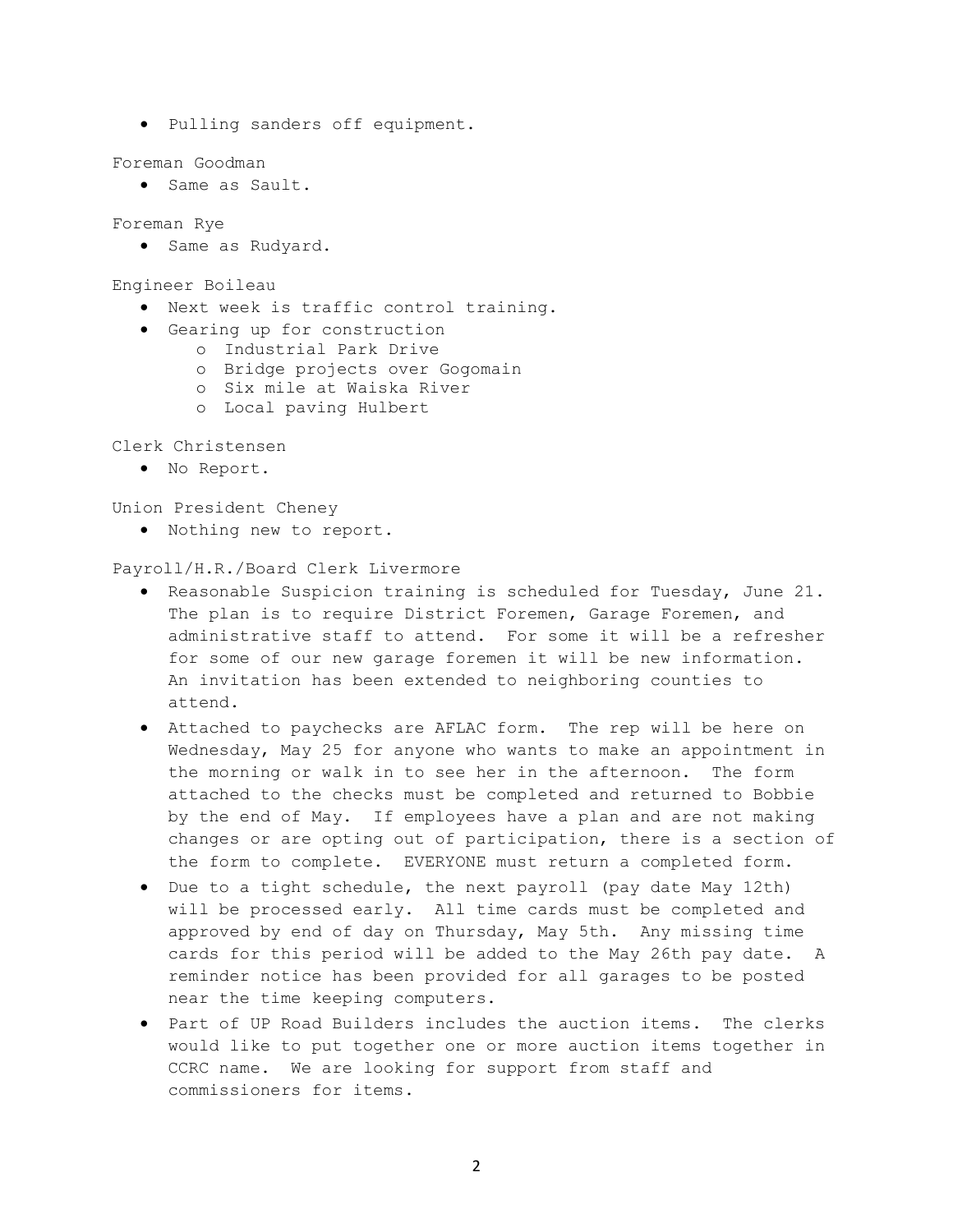- Pulling sanders off equipment.

Foreman Goodman

- Same as Sault.

Foreman Rye

- Same as Rudyard.

Engineer Boileau

- Next week is traffic control training.
- Gearing up for construction
  - Industrial Park Drive
  - Bridge projects over Gogomain
  - Six mile at Waiska River
  - Local paving Hulbert

Clerk Christensen

- No Report.

Union President Cheney

- Nothing new to report.

Payroll/H.R./Board Clerk Livermore

- Reasonable Suspicion training is scheduled for Tuesday, June 21. The plan is to require District Foremen, Garage Foremen, and administrative staff to attend. For some it will be a refresher for some of our new garage foremen it will be new information. An invitation has been extended to neighboring counties to attend.
- Attached to paychecks are AFLAC form. The rep will be here on Wednesday, May 25 for anyone who wants to make an appointment in the morning or walk in to see her in the afternoon. The form attached to the checks must be completed and returned to Bobbie by the end of May. If employees have a plan and are not making changes or are opting out of participation, there is a section of the form to complete. EVERYONE must return a completed form.
- Due to a tight schedule, the next payroll (pay date May 12th) will be processed early. All time cards must be completed and approved by end of day on Thursday, May 5th. Any missing time cards for this period will be added to the May 26th pay date. A reminder notice has been provided for all garages to be posted near the time keeping computers.
- Part of UP Road Builders includes the auction items. The clerks would like to put together one or more auction items together in CCRC name. We are looking for support from staff and commissioners for items.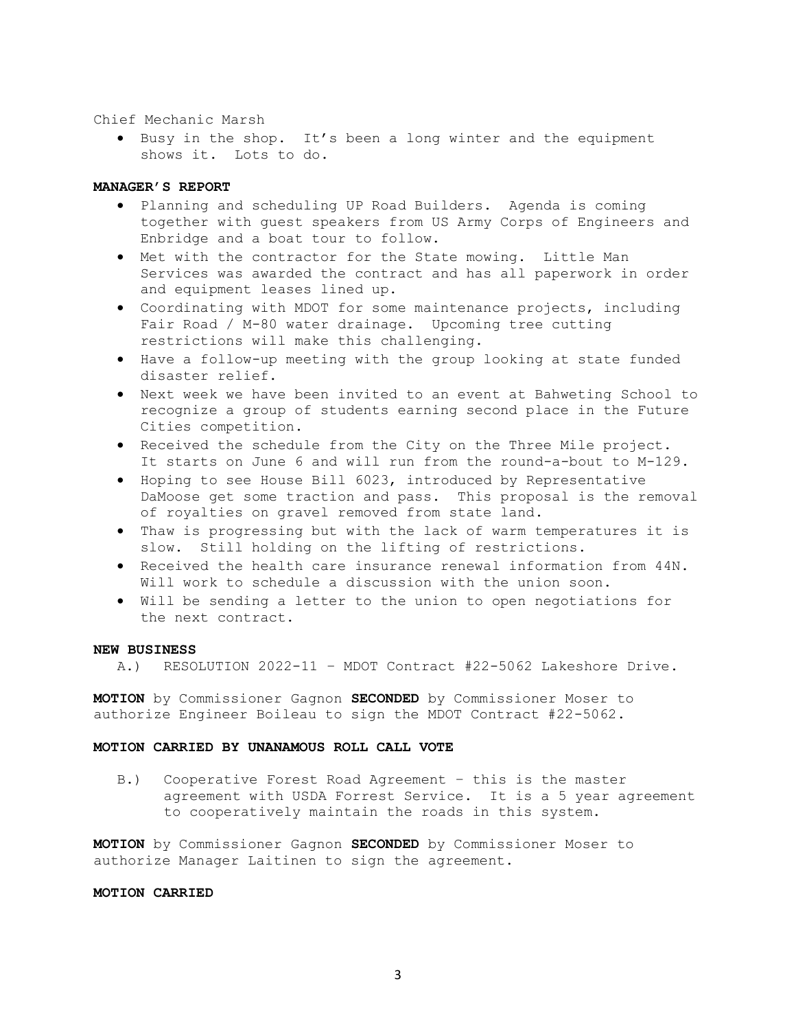Chief Mechanic Marsh

- Busy in the shop. It's been a long winter and the equipment shows it. Lots to do.

**MANAGER'S REPORT**

- Planning and scheduling UP Road Builders. Agenda is coming together with guest speakers from US Army Corps of Engineers and Enbridge and a boat tour to follow.
- Met with the contractor for the State mowing. Little Man Services was awarded the contract and has all paperwork in order and equipment leases lined up.
- Coordinating with MDOT for some maintenance projects, including Fair Road / M-80 water drainage. Upcoming tree cutting restrictions will make this challenging.
- Have a follow-up meeting with the group looking at state funded disaster relief.
- Next week we have been invited to an event at Bahweting School to recognize a group of students earning second place in the Future Cities competition.
- Received the schedule from the City on the Three Mile project. It starts on June 6 and will run from the round-a-bout to M-129.
- Hoping to see House Bill 6023, introduced by Representative DaMoose get some traction and pass. This proposal is the removal of royalties on gravel removed from state land.
- Thaw is progressing but with the lack of warm temperatures it is slow. Still holding on the lifting of restrictions.
- Received the health care insurance renewal information from 44N. Will work to schedule a discussion with the union soon.
- Will be sending a letter to the union to open negotiations for the next contract.

**NEW BUSINESS**

A.) RESOLUTION 2022-11 – MDOT Contract #22-5062 Lakeshore Drive.

**MOTION** by Commissioner Gagnon **SECONDED** by Commissioner Moser to authorize Engineer Boileau to sign the MDOT Contract #22-5062.

**MOTION CARRIED BY UNANAMOUS ROLL CALL VOTE**

B.) Cooperative Forest Road Agreement – this is the master agreement with USDA Forrest Service. It is a 5 year agreement to cooperatively maintain the roads in this system.

**MOTION** by Commissioner Gagnon **SECONDED** by Commissioner Moser to authorize Manager Laitinen to sign the agreement.

**MOTION CARRIED**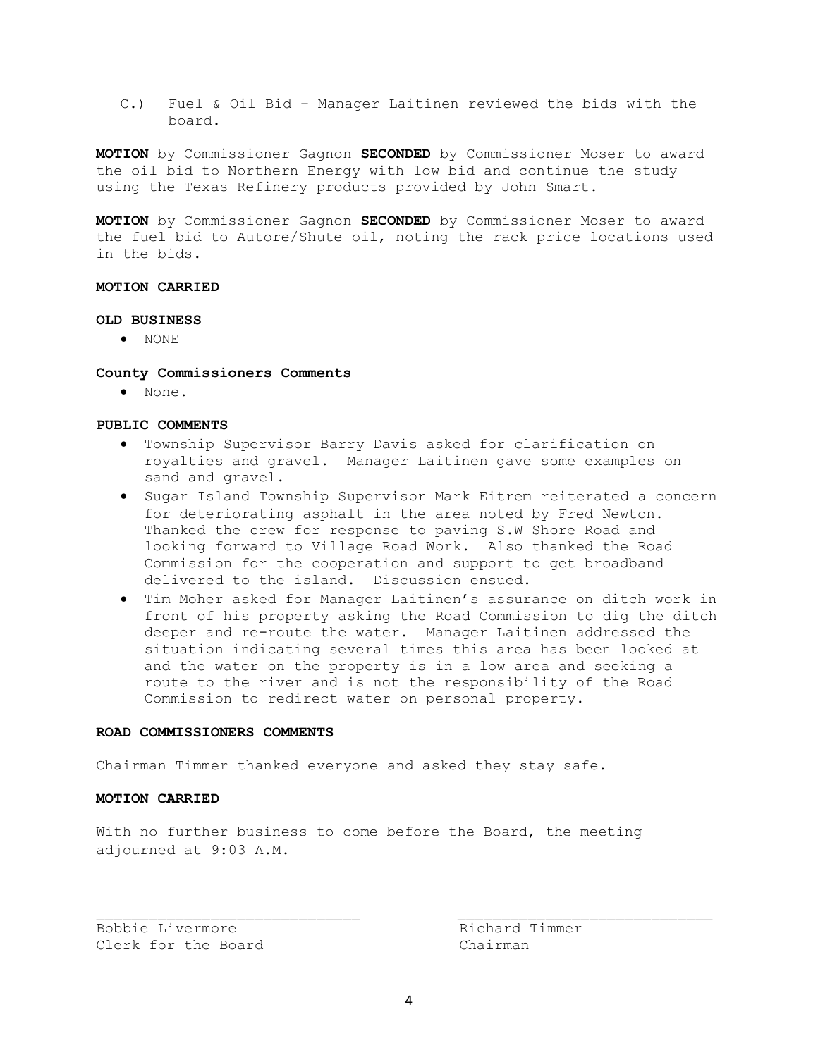C.) Fuel & Oil Bid – Manager Laitinen reviewed the bids with the board.

**MOTION** by Commissioner Gagnon **SECONDED** by Commissioner Moser to award the oil bid to Northern Energy with low bid and continue the study using the Texas Refinery products provided by John Smart.

**MOTION** by Commissioner Gagnon **SECONDED** by Commissioner Moser to award the fuel bid to Autore/Shute oil, noting the rack price locations used in the bids.

**MOTION CARRIED**

**OLD BUSINESS**

- NONE

**County Commissioners Comments**

- None.

**PUBLIC COMMENTS**

- Township Supervisor Barry Davis asked for clarification on royalties and gravel. Manager Laitinen gave some examples on sand and gravel.
- Sugar Island Township Supervisor Mark Eitrem reiterated a concern for deteriorating asphalt in the area noted by Fred Newton. Thanked the crew for response to paving S.W Shore Road and looking forward to Village Road Work. Also thanked the Road Commission for the cooperation and support to get broadband delivered to the island. Discussion ensued.
- Tim Moher asked for Manager Laitinen's assurance on ditch work in front of his property asking the Road Commission to dig the ditch deeper and re-route the water. Manager Laitinen addressed the situation indicating several times this area has been looked at and the water on the property is in a low area and seeking a route to the river and is not the responsibility of the Road Commission to redirect water on personal property.

**ROAD COMMISSIONERS COMMENTS**

Chairman Timmer thanked everyone and asked they stay safe.

**MOTION CARRIED**

With no further business to come before the Board, the meeting adjourned at 9:03 A.M.

| | |
|---|---|
| ______________________________ | ______________________________ |
| Bobbie Livermore | Richard Timmer |
| Clerk for the Board | Chairman |